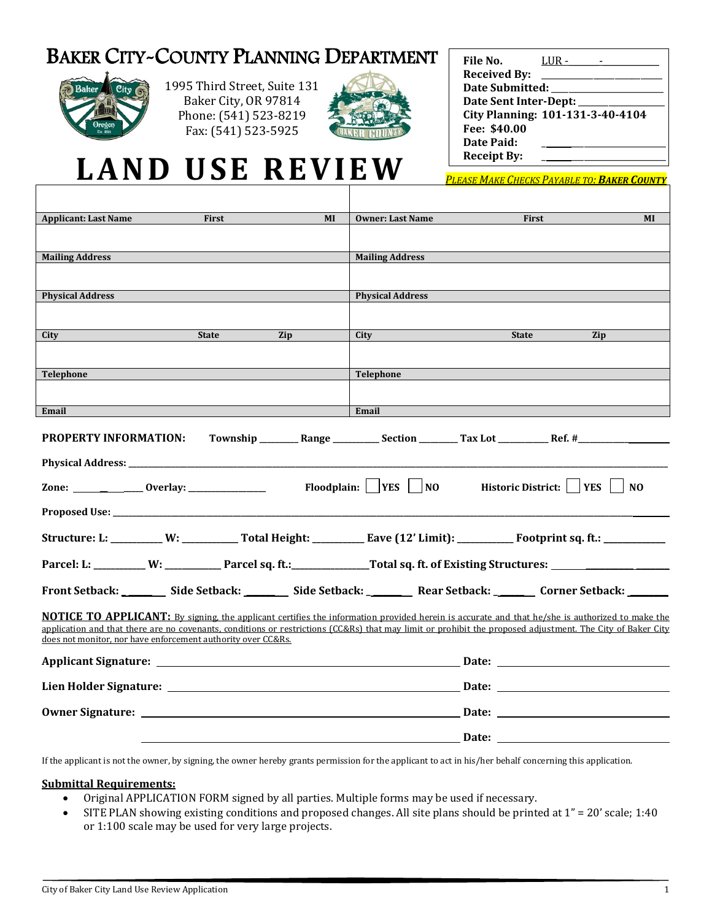# BAKER CITY-COUNTY PLANNING DEPARTMENT

1995 Third Street, Suite 131
Baker City, OR 97814
Phone: (541) 523-8219
Fax: (541) 523-5925

**File No.** LUR - \_\_\_\_\_ - \_\_\_\_\_\_\_\_
**Received By:** \_\_\_\_\_\_\_\_\_\_\_\_\_\_\_\_
**Date Submitted:** \_\_\_\_\_\_\_\_\_\_\_\_\_\_\_\_
**Date Sent Inter-Dept:** \_\_\_\_\_\_\_\_\_\_\_\_\_\_\_\_
**City Planning: 101-131-3-40-4104**
**Fee: $40.00**
**Date Paid:** \_\_\_\_\_\_\_\_\_\_\_\_\_\_\_\_
**Receipt By:** \_\_\_\_\_\_\_\_\_\_\_\_\_\_\_\_

# LAND USE REVIEW

***PLEASE MAKE CHECKS PAYABLE TO: BAKER COUNTY***

| | |
|---|---|
| **Applicant: Last Name  First  MI** | **Owner: Last Name  First  MI** |
| | |
| **Mailing Address** | **Mailing Address** |
| | |
| **Physical Address** | **Physical Address** |
| | |
| **City  State  Zip** | **City  State  Zip** |
| | |
| **Telephone** | **Telephone** |
| | |
| **Email** | **Email** |

**PROPERTY INFORMATION:** **Township** \_\_\_\_\_\_\_\_ **Range** \_\_\_\_\_\_\_\_ **Section** \_\_\_\_\_\_\_\_ **Tax Lot** \_\_\_\_\_\_\_\_ **Ref. #**\_\_\_\_\_\_\_\_

**Physical Address:** \_\_\_\_\_\_\_\_\_\_\_\_\_\_\_\_\_\_\_\_\_\_\_\_\_\_\_\_\_\_\_\_\_\_\_\_\_\_\_\_

**Zone:** \_\_\_\_\_\_\_\_ **Overlay:** \_\_\_\_\_\_\_\_\_\_\_\_ **Floodplain:** ☐ **YES** ☐ **NO** **Historic District:** ☐ **YES** ☐ **NO**

**Proposed Use:** \_\_\_\_\_\_\_\_\_\_\_\_\_\_\_\_\_\_\_\_\_\_\_\_\_\_\_\_\_\_\_\_\_\_\_\_\_\_\_\_

**Structure: L:** \_\_\_\_\_\_\_\_ **W:** \_\_\_\_\_\_\_\_ **Total Height:** \_\_\_\_\_\_\_\_ **Eave (12' Limit):** \_\_\_\_\_\_\_\_ **Footprint sq. ft.:** \_\_\_\_\_\_\_\_

**Parcel: L:** \_\_\_\_\_\_\_\_ **W:** \_\_\_\_\_\_\_\_ **Parcel sq. ft.:**\_\_\_\_\_\_\_\_\_\_\_\_**Total sq. ft. of Existing Structures:** \_\_\_\_\_\_\_\_

**Front Setback:** \_\_\_\_\_\_ **Side Setback:** \_\_\_\_\_\_ **Side Setback:** \_\_\_\_\_\_ **Rear Setback:** \_\_\_\_\_\_ **Corner Setback:** \_\_\_\_\_\_

**NOTICE TO APPLICANT:** By signing, the applicant certifies the information provided herein is accurate and that he/she is authorized to make the application and that there are no covenants, conditions or restrictions (CC&Rs) that may limit or prohibit the proposed adjustment. The City of Baker City does not monitor, nor have enforcement authority over CC&Rs.

**Applicant Signature:** \_\_\_\_\_\_\_\_\_\_\_\_\_\_\_\_\_\_\_\_\_\_\_\_\_\_\_\_\_\_\_\_ **Date:** \_\_\_\_\_\_\_\_\_\_\_\_\_\_\_\_

**Lien Holder Signature:** \_\_\_\_\_\_\_\_\_\_\_\_\_\_\_\_\_\_\_\_\_\_\_\_\_\_\_\_\_\_\_\_ **Date:** \_\_\_\_\_\_\_\_\_\_\_\_\_\_\_\_

**Owner Signature:** \_\_\_\_\_\_\_\_\_\_\_\_\_\_\_\_\_\_\_\_\_\_\_\_\_\_\_\_\_\_\_\_ **Date:** \_\_\_\_\_\_\_\_\_\_\_\_\_\_\_\_

\_\_\_\_\_\_\_\_\_\_\_\_\_\_\_\_\_\_\_\_\_\_\_\_\_\_\_\_\_\_\_\_ **Date:** \_\_\_\_\_\_\_\_\_\_\_\_\_\_\_\_

If the applicant is not the owner, by signing, the owner hereby grants permission for the applicant to act in his/her behalf concerning this application.

**Submittal Requirements:**

- Original APPLICATION FORM signed by all parties. Multiple forms may be used if necessary.
- SITE PLAN showing existing conditions and proposed changes. All site plans should be printed at 1" = 20' scale; 1:40 or 1:100 scale may be used for very large projects.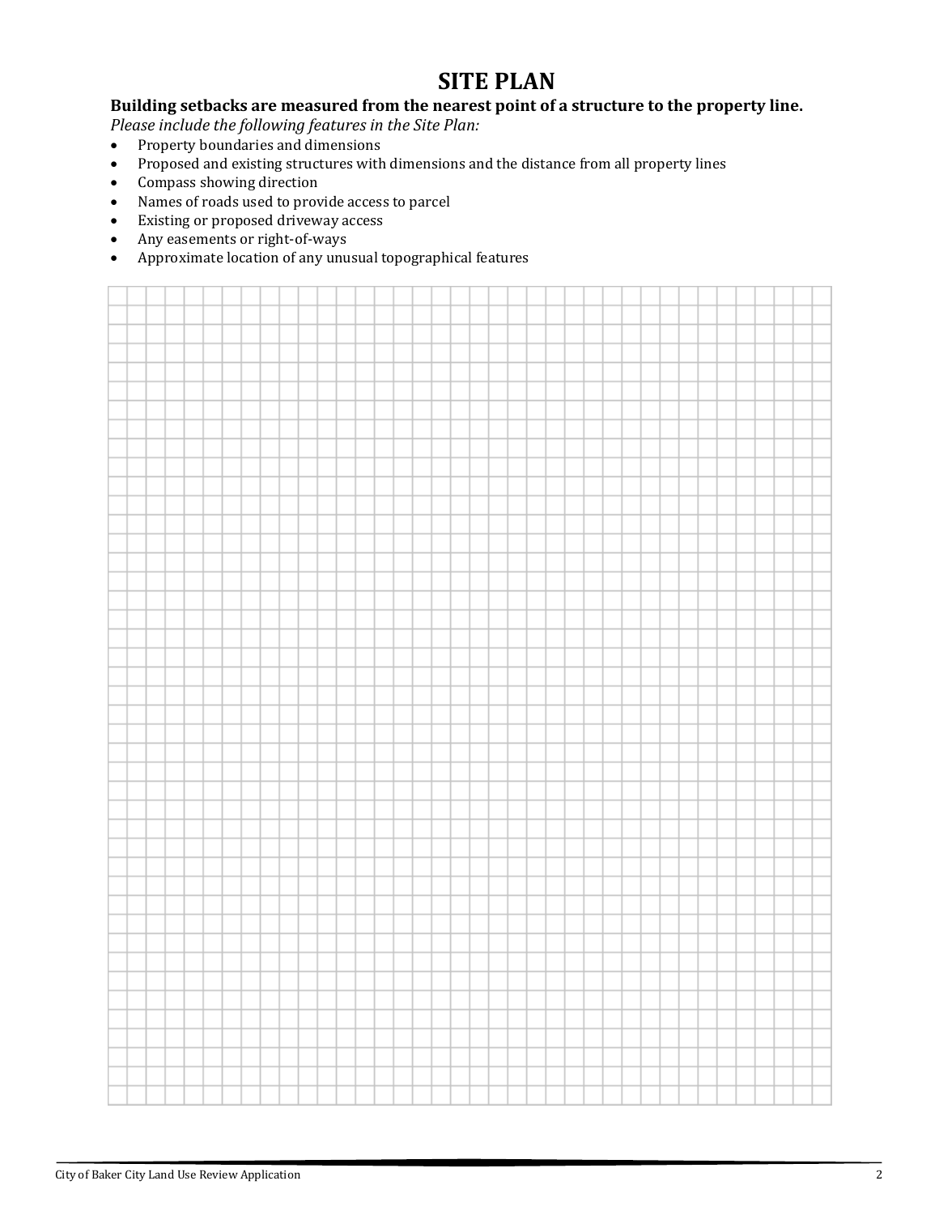# SITE PLAN

**Building setbacks are measured from the nearest point of a structure to the property line.**

*Please include the following features in the Site Plan:*

- Property boundaries and dimensions
- Proposed and existing structures with dimensions and the distance from all property lines
- Compass showing direction
- Names of roads used to provide access to parcel
- Existing or proposed driveway access
- Any easements or right-of-ways
- Approximate location of any unusual topographical features